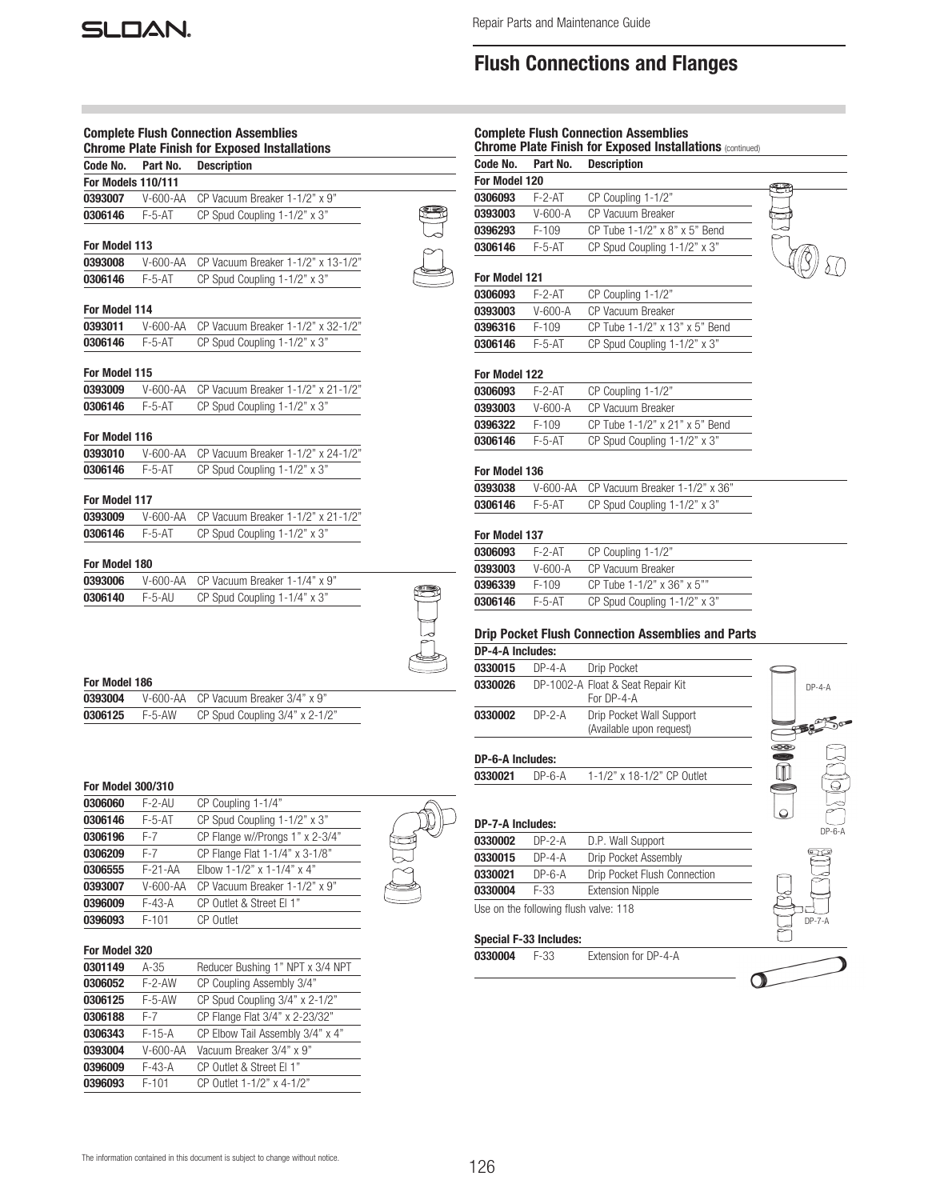# Flush Connections and Flanges

## Complete Flush Connection Assemblies
### Chrome Plate Finish for Exposed Installations

| Code No. | Part No. | Description |
|---|---|---|
| **For Models 110/111** | | |
| **0393007** | V-600-AA | CP Vacuum Breaker 1-1/2" x 9" |
| **0306146** | F-5-AT | CP Spud Coupling 1-1/2" x 3" |

**For Model 113**

| Code No. | Part No. | Description |
|---|---|---|
| **0393008** | V-600-AA | CP Vacuum Breaker 1-1/2" x 13-1/2" |
| **0306146** | F-5-AT | CP Spud Coupling 1-1/2" x 3" |

**For Model 114**

| Code No. | Part No. | Description |
|---|---|---|
| **0393011** | V-600-AA | CP Vacuum Breaker 1-1/2" x 32-1/2" |
| **0306146** | F-5-AT | CP Spud Coupling 1-1/2" x 3" |

**For Model 115**

| Code No. | Part No. | Description |
|---|---|---|
| **0393009** | V-600-AA | CP Vacuum Breaker 1-1/2" x 21-1/2" |
| **0306146** | F-5-AT | CP Spud Coupling 1-1/2" x 3" |

**For Model 116**

| Code No. | Part No. | Description |
|---|---|---|
| **0393010** | V-600-AA | CP Vacuum Breaker 1-1/2" x 24-1/2" |
| **0306146** | F-5-AT | CP Spud Coupling 1-1/2" x 3" |

**For Model 117**

| Code No. | Part No. | Description |
|---|---|---|
| **0393009** | V-600-AA | CP Vacuum Breaker 1-1/2" x 21-1/2" |
| **0306146** | F-5-AT | CP Spud Coupling 1-1/2" x 3" |

**For Model 180**

| Code No. | Part No. | Description |
|---|---|---|
| **0393006** | V-600-AA | CP Vacuum Breaker 1-1/4" x 9" |
| **0306140** | F-5-AU | CP Spud Coupling 1-1/4" x 3" |

**For Model 186**

| Code No. | Part No. | Description |
|---|---|---|
| **0393004** | V-600-AA | CP Vacuum Breaker 3/4" x 9" |
| **0306125** | F-5-AW | CP Spud Coupling 3/4" x 2-1/2" |

**For Model 300/310**

| Code No. | Part No. | Description |
|---|---|---|
| **0306060** | F-2-AU | CP Coupling 1-1/4" |
| **0306146** | F-5-AT | CP Spud Coupling 1-1/2" x 3" |
| **0306196** | F-7 | CP Flange w//Prongs 1" x 2-3/4" |
| **0306209** | F-7 | CP Flange Flat 1-1/4" x 3-1/8" |
| **0306555** | F-21-AA | Elbow 1-1/2" x 1-1/4" x 4" |
| **0393007** | V-600-AA | CP Vacuum Breaker 1-1/2" x 9" |
| **0396009** | F-43-A | CP Outlet & Street El 1" |
| **0396093** | F-101 | CP Outlet |

**For Model 320**

| Code No. | Part No. | Description |
|---|---|---|
| **0301149** | A-35 | Reducer Bushing 1" NPT x 3/4 NPT |
| **0306052** | F-2-AW | CP Coupling Assembly 3/4" |
| **0306125** | F-5-AW | CP Spud Coupling 3/4" x 2-1/2" |
| **0306188** | F-7 | CP Flange Flat 3/4" x 2-23/32" |
| **0306343** | F-15-A | CP Elbow Tail Assembly 3/4" x 4" |
| **0393004** | V-600-AA | Vacuum Breaker 3/4" x 9" |
| **0396009** | F-43-A | CP Outlet & Street El 1" |
| **0396093** | F-101 | CP Outlet 1-1/2" x 4-1/2" |

## Complete Flush Connection Assemblies
### Chrome Plate Finish for Exposed Installations (continued)

| Code No. | Part No. | Description |
|---|---|---|
| **For Model 120** | | |
| **0306093** | F-2-AT | CP Coupling 1-1/2" |
| **0393003** | V-600-A | CP Vacuum Breaker |
| **0396293** | F-109 | CP Tube 1-1/2" x 8" x 5" Bend |
| **0306146** | F-5-AT | CP Spud Coupling 1-1/2" x 3" |

**For Model 121**

| Code No. | Part No. | Description |
|---|---|---|
| **0306093** | F-2-AT | CP Coupling 1-1/2" |
| **0393003** | V-600-A | CP Vacuum Breaker |
| **0396316** | F-109 | CP Tube 1-1/2" x 13" x 5" Bend |
| **0306146** | F-5-AT | CP Spud Coupling 1-1/2" x 3" |

**For Model 122**

| Code No. | Part No. | Description |
|---|---|---|
| **0306093** | F-2-AT | CP Coupling 1-1/2" |
| **0393003** | V-600-A | CP Vacuum Breaker |
| **0396322** | F-109 | CP Tube 1-1/2" x 21" x 5" Bend |
| **0306146** | F-5-AT | CP Spud Coupling 1-1/2" x 3" |

**For Model 136**

| Code No. | Part No. | Description |
|---|---|---|
| **0393038** | V-600-AA | CP Vacuum Breaker 1-1/2" x 36" |
| **0306146** | F-5-AT | CP Spud Coupling 1-1/2" x 3" |

**For Model 137**

| Code No. | Part No. | Description |
|---|---|---|
| **0306093** | F-2-AT | CP Coupling 1-1/2" |
| **0393003** | V-600-A | CP Vacuum Breaker |
| **0396339** | F-109 | CP Tube 1-1/2" x 36" x 5"" |
| **0306146** | F-5-AT | CP Spud Coupling 1-1/2" x 3" |

## Drip Pocket Flush Connection Assemblies and Parts

**DP-4-A Includes:**

| Code No. | Part No. | Description |
|---|---|---|
| **0330015** | DP-4-A | Drip Pocket |
| **0330026** | DP-1002-A | Float & Seat Repair Kit For DP-4-A |
| **0330002** | DP-2-A | Drip Pocket Wall Support (Available upon request) |

**DP-6-A Includes:**

| Code No. | Part No. | Description |
|---|---|---|
| **0330021** | DP-6-A | 1-1/2" x 18-1/2" CP Outlet |

**DP-7-A Includes:**

| Code No. | Part No. | Description |
|---|---|---|
| **0330002** | DP-2-A | D.P. Wall Support |
| **0330015** | DP-4-A | Drip Pocket Assembly |
| **0330021** | DP-6-A | Drip Pocket Flush Connection |
| **0330004** | F-33 | Extension Nipple |

Use on the following flush valve: 118

**Special F-33 Includes:**

| Code No. | Part No. | Description |
|---|---|---|
| **0330004** | F-33 | Extension for DP-4-A |

DP-4-A

DP-6-A

DP-7-A

The information contained in this document is subject to change without notice.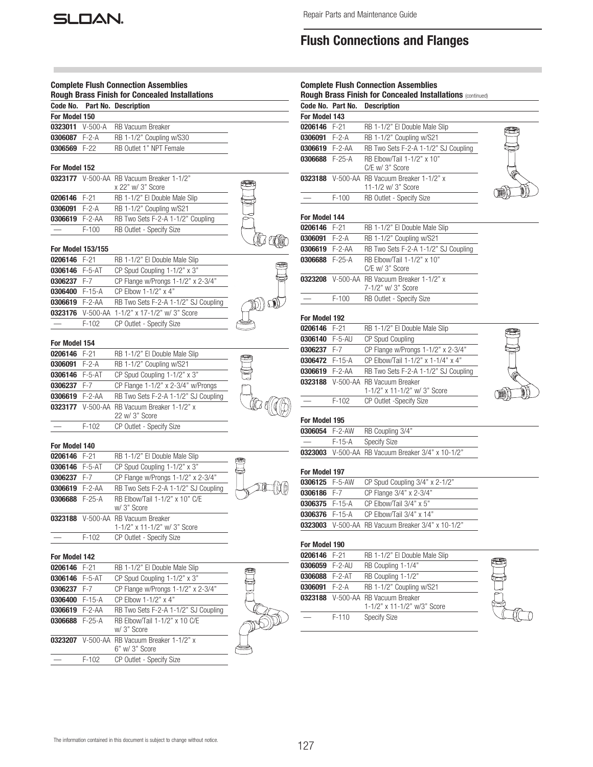# Flush Connections and Flanges

## Complete Flush Connection Assemblies
### Rough Brass Finish for Concealed Installations

**For Model 150**

| Code No. | Part No. | Description |
|---|---|---|
| **0323011** | V-500-A | RB Vacuum Breaker |
| **0306087** | F-2-A | RB 1-1/2" Coupling w/S30 |
| **0306569** | F-22 | RB Outlet 1" NPT Female |

**For Model 152**

| Code No. | Part No. | Description |
|---|---|---|
| **0323177** | V-500-AA | RB Vacuum Breaker 1-1/2" x 22" w/ 3" Score |
| **0206146** | F-21 | RB 1-1/2" El Double Male Slip |
| **0306091** | F-2-A | RB 1-1/2" Coupling w/S21 |
| **0306619** | F-2-AA | RB Two Sets F-2-A 1-1/2" Coupling |
| — | F-100 | RB Outlet - Specify Size |

**For Model 153/155**

| Code No. | Part No. | Description |
|---|---|---|
| **0206146** | F-21 | RB 1-1/2" El Double Male Slip |
| **0306146** | F-5-AT | CP Spud Coupling 1-1/2" x 3" |
| **0306237** | F-7 | CP Flange w/Prongs 1-1/2" x 2-3/4" |
| **0306400** | F-15-A | CP Elbow 1-1/2" x 4" |
| **0306619** | F-2-AA | RB Two Sets F-2-A 1-1/2" SJ Coupling |
| **0323176** | V-500-AA | 1-1/2" x 17-1/2" w/ 3" Score |
| — | F-102 | CP Outlet - Specify Size |

**For Model 154**

| Code No. | Part No. | Description |
|---|---|---|
| **0206146** | F-21 | RB 1-1/2" El Double Male Slip |
| **0306091** | F-2-A | RB 1-1/2" Coupling w/S21 |
| **0306146** | F-5-AT | CP Spud Coupling 1-1/2" x 3" |
| **0306237** | F-7 | CP Flange 1-1/2" x 2-3/4" w/Prongs |
| **0306619** | F-2-AA | RB Two Sets F-2-A 1-1/2" SJ Coupling |
| **0323177** | V-500-AA | RB Vacuum Breaker 1-1/2" x 22 w/ 3" Score |
| — | F-102 | CP Outlet - Specify Size |

**For Model 140**

| Code No. | Part No. | Description |
|---|---|---|
| **0206146** | F-21 | RB 1-1/2" El Double Male Slip |
| **0306146** | F-5-AT | CP Spud Coupling 1-1/2" x 3" |
| **0306237** | F-7 | CP Flange w/Prongs 1-1/2" x 2-3/4" |
| **0306619** | F-2-AA | RB Two Sets F-2-A 1-1/2" SJ Coupling |
| **0306688** | F-25-A | RB Elbow/Tail 1-1/2" x 10" C/E w/ 3" Score |
| **0323188** | V-500-AA | RB Vacuum Breaker 1-1/2" x 11-1/2" w/ 3" Score |
| — | F-102 | CP Outlet - Specify Size |

**For Model 142**

| Code No. | Part No. | Description |
|---|---|---|
| **0206146** | F-21 | RB 1-1/2" El Double Male Slip |
| **0306146** | F-5-AT | CP Spud Coupling 1-1/2" x 3" |
| **0306237** | F-7 | CP Flange w/Prongs 1-1/2" x 2-3/4" |
| **0306400** | F-15-A | CP Elbow 1-1/2" x 4" |
| **0306619** | F-2-AA | RB Two Sets F-2-A 1-1/2" SJ Coupling |
| **0306688** | F-25-A | RB Elbow/Tail 1-1/2" x 10 C/E w/ 3" Score |
| **0323207** | V-500-AA | RB Vacuum Breaker 1-1/2" x 6" w/ 3" Score |
| — | F-102 | CP Outlet - Specify Size |

## Complete Flush Connection Assemblies
### Rough Brass Finish for Concealed Installations (continued)

**For Model 143**

| Code No. | Part No. | Description |
|---|---|---|
| **0206146** | F-21 | RB 1-1/2" El Double Male Slip |
| **0306091** | F-2-A | RB 1-1/2" Coupling w/S21 |
| **0306619** | F-2-AA | RB Two Sets F-2-A 1-1/2" SJ Coupling |
| **0306688** | F-25-A | RB Elbow/Tail 1-1/2" x 10" C/E w/ 3" Score |
| **0323188** | V-500-AA | RB Vacuum Breaker 1-1/2" x 11-1/2 w/ 3" Score |
| — | F-100 | RB Outlet - Specify Size |

**For Model 144**

| Code No. | Part No. | Description |
|---|---|---|
| **0206146** | F-21 | RB 1-1/2" El Double Male Slip |
| **0306091** | F-2-A | RB 1-1/2" Coupling w/S21 |
| **0306619** | F-2-AA | RB Two Sets F-2-A 1-1/2" SJ Coupling |
| **0306688** | F-25-A | RB Elbow/Tail 1-1/2" x 10" C/E w/ 3" Score |
| **0323208** | V-500-AA | RB Vacuum Breaker 1-1/2" x 7-1/2" w/ 3" Score |
| — | F-100 | RB Outlet - Specify Size |

**For Model 192**

| Code No. | Part No. | Description |
|---|---|---|
| **0206146** | F-21 | RB 1-1/2" El Double Male Slip |
| **0306140** | F-5-AU | CP Spud Coupling |
| **0306237** | F-7 | CP Flange w/Prongs 1-1/2" x 2-3/4" |
| **0306472** | F-15-A | CP Elbow/Tail 1-1/2" x 1-1/4" x 4" |
| **0306619** | F-2-AA | RB Two Sets F-2-A 1-1/2" SJ Coupling |
| **0323188** | V-500-AA | RB Vacuum Breaker 1-1/2" x 11-1/2" w/ 3" Score |
| — | F-102 | CP Outlet -Specify Size |

**For Model 195**

| Code No. | Part No. | Description |
|---|---|---|
| **0306054** | F-2-AW | RB Coupling 3/4" |
| — | F-15-A | Specify Size |
| **0323003** | V-500-AA | RB Vacuum Breaker 3/4" x 10-1/2" |

**For Model 197**

| Code No. | Part No. | Description |
|---|---|---|
| **0306125** | F-5-AW | CP Spud Coupling 3/4" x 2-1/2" |
| **0306186** | F-7 | CP Flange 3/4" x 2-3/4" |
| **0306375** | F-15-A | CP Elbow/Tail 3/4" x 5" |
| **0306376** | F-15-A | CP Elbow/Tail 3/4" x 14" |
| **0323003** | V-500-AA | RB Vacuum Breaker 3/4" x 10-1/2" |

**For Model 190**

| Code No. | Part No. | Description |
|---|---|---|
| **0206146** | F-21 | RB 1-1/2" El Double Male Slip |
| **0306059** | F-2-AU | RB Coupling 1-1/4" |
| **0306088** | F-2-AT | RB Coupling 1-1/2" |
| **0306091** | F-2-A | RB 1-1/2" Coupling w/S21 |
| **0323188** | V-500-AA | RB Vacuum Breaker 1-1/2" x 11-1/2" w/3" Score |
| — | F-110 | Specify Size |

The information contained in this document is subject to change without notice.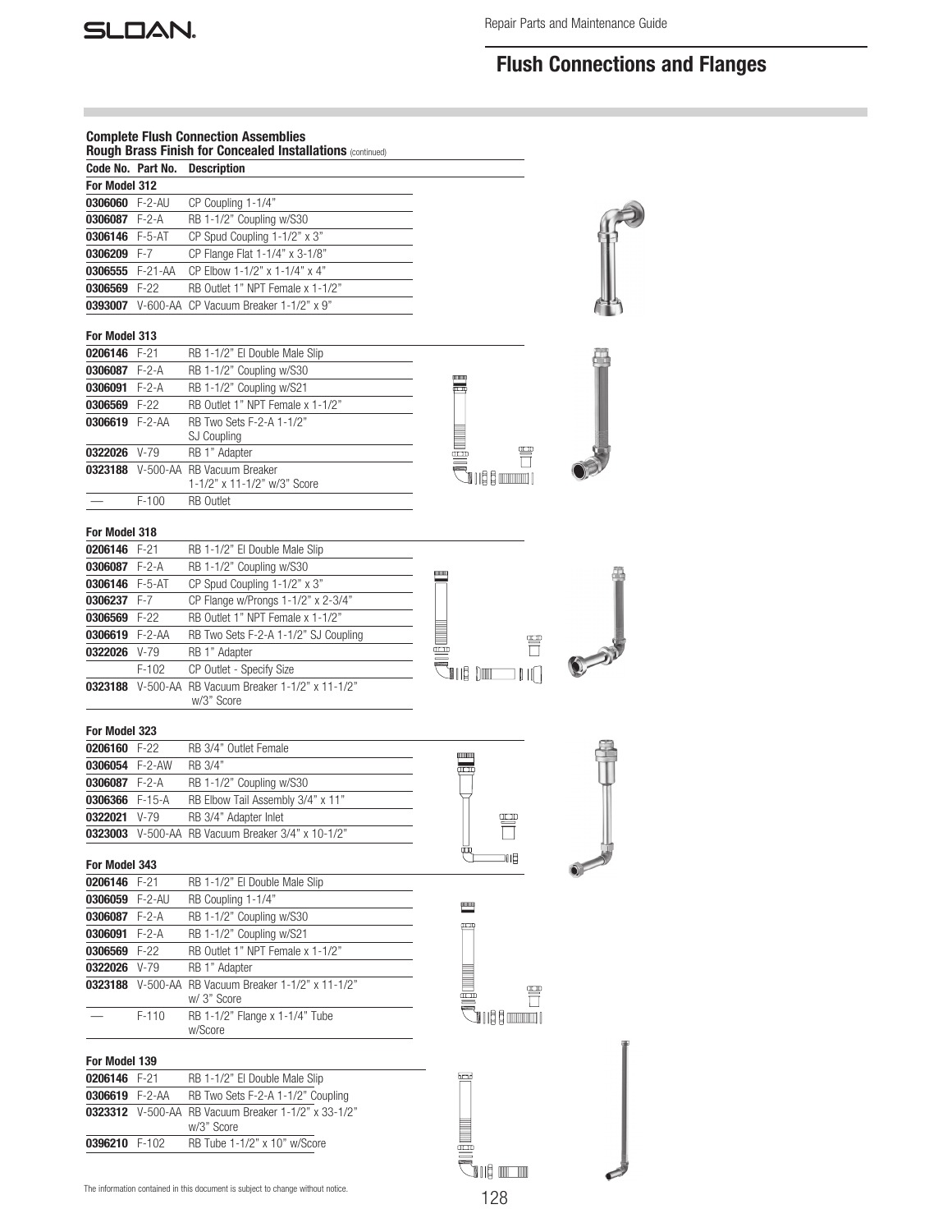# Flush Connections and Flanges

### Complete Flush Connection Assemblies
**Rough Brass Finish for Concealed Installations** (continued)

| Code No. | Part No. | Description |
|---|---|---|
| **For Model 312** | | |
| **0306060** | F-2-AU | CP Coupling 1-1/4" |
| **0306087** | F-2-A | RB 1-1/2" Coupling w/S30 |
| **0306146** | F-5-AT | CP Spud Coupling 1-1/2" x 3" |
| **0306209** | F-7 | CP Flange Flat 1-1/4" x 3-1/8" |
| **0306555** | F-21-AA | CP Elbow 1-1/2" x 1-1/4" x 4" |
| **0306569** | F-22 | RB Outlet 1" NPT Female x 1-1/2" |
| **0393007** | V-600-AA | CP Vacuum Breaker 1-1/2" x 9" |

**For Model 313**

| Code No. | Part No. | Description |
|---|---|---|
| **0206146** | F-21 | RB 1-1/2" El Double Male Slip |
| **0306087** | F-2-A | RB 1-1/2" Coupling w/S30 |
| **0306091** | F-2-A | RB 1-1/2" Coupling w/S21 |
| **0306569** | F-22 | RB Outlet 1" NPT Female x 1-1/2" |
| **0306619** | F-2-AA | RB Two Sets F-2-A 1-1/2" SJ Coupling |
| **0322026** | V-79 | RB 1" Adapter |
| **0323188** | V-500-AA | RB Vacuum Breaker 1-1/2" x 11-1/2" w/3" Score |
| — | F-100 | RB Outlet |

**For Model 318**

| Code No. | Part No. | Description |
|---|---|---|
| **0206146** | F-21 | RB 1-1/2" El Double Male Slip |
| **0306087** | F-2-A | RB 1-1/2" Coupling w/S30 |
| **0306146** | F-5-AT | CP Spud Coupling 1-1/2" x 3" |
| **0306237** | F-7 | CP Flange w/Prongs 1-1/2" x 2-3/4" |
| **0306569** | F-22 | RB Outlet 1" NPT Female x 1-1/2" |
| **0306619** | F-2-AA | RB Two Sets F-2-A 1-1/2" SJ Coupling |
| **0322026** | V-79 | RB 1" Adapter |
| | F-102 | CP Outlet - Specify Size |
| **0323188** | V-500-AA | RB Vacuum Breaker 1-1/2" x 11-1/2" w/3" Score |

**For Model 323**

| Code No. | Part No. | Description |
|---|---|---|
| **0206160** | F-22 | RB 3/4" Outlet Female |
| **0306054** | F-2-AW | RB 3/4" |
| **0306087** | F-2-A | RB 1-1/2" Coupling w/S30 |
| **0306366** | F-15-A | RB Elbow Tail Assembly 3/4" x 11" |
| **0322021** | V-79 | RB 3/4" Adapter Inlet |
| **0323003** | V-500-AA | RB Vacuum Breaker 3/4" x 10-1/2" |

**For Model 343**

| Code No. | Part No. | Description |
|---|---|---|
| **0206146** | F-21 | RB 1-1/2" El Double Male Slip |
| **0306059** | F-2-AU | RB Coupling 1-1/4" |
| **0306087** | F-2-A | RB 1-1/2" Coupling w/S30 |
| **0306091** | F-2-A | RB 1-1/2" Coupling w/S21 |
| **0306569** | F-22 | RB Outlet 1" NPT Female x 1-1/2" |
| **0322026** | V-79 | RB 1" Adapter |
| **0323188** | V-500-AA | RB Vacuum Breaker 1-1/2" x 11-1/2" w/ 3" Score |
| — | F-110 | RB 1-1/2" Flange x 1-1/4" Tube w/Score |

**For Model 139**

| Code No. | Part No. | Description |
|---|---|---|
| **0206146** | F-21 | RB 1-1/2" El Double Male Slip |
| **0306619** | F-2-AA | RB Two Sets F-2-A 1-1/2" Coupling |
| **0323312** | V-500-AA | RB Vacuum Breaker 1-1/2" x 33-1/2" w/3" Score |
| **0396210** | F-102 | RB Tube 1-1/2" x 10" w/Score |

The information contained in this document is subject to change without notice.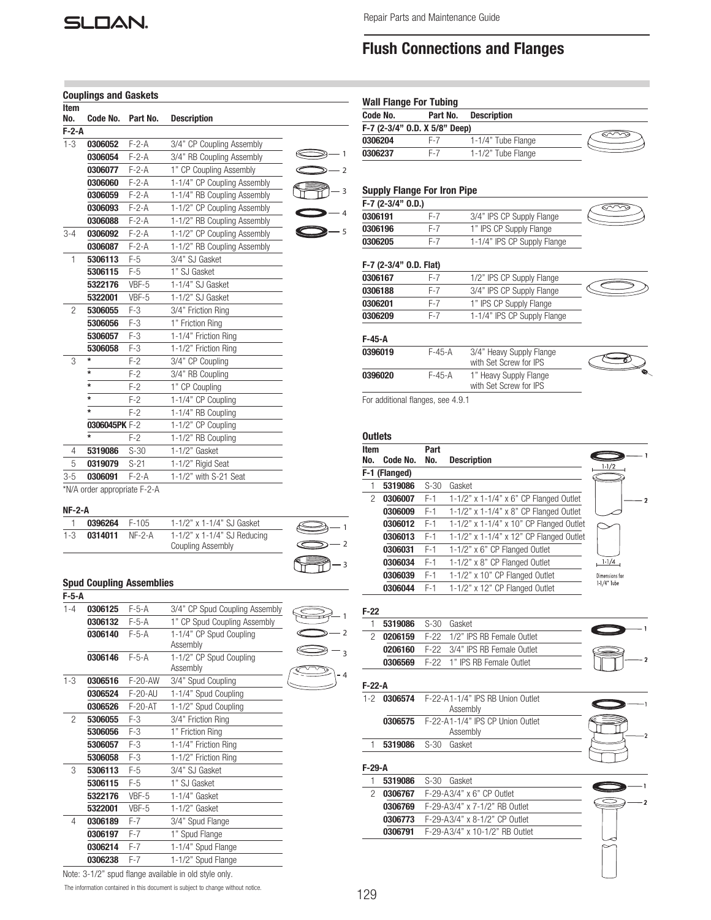# Flush Connections and Flanges

## Couplings and Gaskets

| Item No. | Code No. | Part No. | Description |
|---|---|---|---|
| **F-2-A** | | | |
| 1-3 | **0306052** | F-2-A | 3/4" CP Coupling Assembly |
| | **0306054** | F-2-A | 3/4" RB Coupling Assembly |
| | **0306077** | F-2-A | 1" CP Coupling Assembly |
| | **0306060** | F-2-A | 1-1/4" CP Coupling Assembly |
| | **0306059** | F-2-A | 1-1/4" RB Coupling Assembly |
| | **0306093** | F-2-A | 1-1/2" CP Coupling Assembly |
| | **0306088** | F-2-A | 1-1/2" RB Coupling Assembly |
| 3-4 | **0306092** | F-2-A | 1-1/2" CP Coupling Assembly |
| | **0306087** | F-2-A | 1-1/2" RB Coupling Assembly |
| 1 | **5306113** | F-5 | 3/4" SJ Gasket |
| | **5306115** | F-5 | 1" SJ Gasket |
| | **5322176** | VBF-5 | 1-1/4" SJ Gasket |
| | **5322001** | VBF-5 | 1-1/2" SJ Gasket |
| 2 | **5306055** | F-3 | 3/4" Friction Ring |
| | **5306056** | F-3 | 1" Friction Ring |
| | **5306057** | F-3 | 1-1/4" Friction Ring |
| | **5306058** | F-3 | 1-1/2" Friction Ring |
| 3 | * | F-2 | 3/4" CP Coupling |
| | * | F-2 | 3/4" RB Coupling |
| | * | F-2 | 1" CP Coupling |
| | * | F-2 | 1-1/4" CP Coupling |
| | * | F-2 | 1-1/4" RB Coupling |
| | **0306045PK** | F-2 | 1-1/2" CP Coupling |
| | * | F-2 | 1-1/2" RB Coupling |
| 4 | **5319086** | S-30 | 1-1/2" Gasket |
| 5 | **0319079** | S-21 | 1-1/2" Rigid Seat |
| 3-5 | **0306091** | F-2-A | 1-1/2" with S-21 Seat |

*N/A order appropriate F-2-A

### NF-2-A

| Item No. | Code No. | Part No. | Description |
|---|---|---|---|
| 1 | **0396264** | F-105 | 1-1/2" x 1-1/4" SJ Gasket |
| 1-3 | **0314011** | NF-2-A | 1-1/2" x 1-1/4" SJ Reducing Coupling Assembly |

## Spud Coupling Assemblies

| Item No. | Code No. | Part No. | Description |
|---|---|---|---|
| **F-5-A** | | | |
| 1-4 | **0306125** | F-5-A | 3/4" CP Spud Coupling Assembly |
| | **0306132** | F-5-A | 1" CP Spud Coupling Assembly |
| | **0306140** | F-5-A | 1-1/4" CP Spud Coupling Assembly |
| | **0306146** | F-5-A | 1-1/2" CP Spud Coupling Assembly |
| 1-3 | **0306516** | F-20-AW | 3/4" Spud Coupling |
| | **0306524** | F-20-AU | 1-1/4" Spud Coupling |
| | **0306526** | F-20-AT | 1-1/2" Spud Coupling |
| 2 | **5306055** | F-3 | 3/4" Friction Ring |
| | **5306056** | F-3 | 1" Friction Ring |
| | **5306057** | F-3 | 1-1/4" Friction Ring |
| | **5306058** | F-3 | 1-1/2" Friction Ring |
| 3 | **5306113** | F-5 | 3/4" SJ Gasket |
| | **5306115** | F-5 | 1" SJ Gasket |
| | **5322176** | VBF-5 | 1-1/4" Gasket |
| | **5322001** | VBF-5 | 1-1/2" Gasket |
| 4 | **0306189** | F-7 | 3/4" Spud Flange |
| | **0306197** | F-7 | 1" Spud Flange |
| | **0306214** | F-7 | 1-1/4" Spud Flange |
| | **0306238** | F-7 | 1-1/2" Spud Flange |

Note: 3-1/2" spud flange available in old style only.

## Wall Flange For Tubing

| Code No. | Part No. | Description |
|---|---|---|
| **F-7 (2-3/4" O.D. X 5/8" Deep)** | | |
| **0306204** | F-7 | 1-1/4" Tube Flange |
| **0306237** | F-7 | 1-1/2" Tube Flange |

## Supply Flange For Iron Pipe

| Code No. | Part No. | Description |
|---|---|---|
| **F-7 (2-3/4" O.D.)** | | |
| **0306191** | F-7 | 3/4" IPS CP Supply Flange |
| **0306196** | F-7 | 1" IPS CP Supply Flange |
| **0306205** | F-7 | 1-1/4" IPS CP Supply Flange |
| **F-7 (2-3/4" O.D. Flat)** | | |
| **0306167** | F-7 | 1/2" IPS CP Supply Flange |
| **0306188** | F-7 | 3/4" IPS CP Supply Flange |
| **0306201** | F-7 | 1" IPS CP Supply Flange |
| **0306209** | F-7 | 1-1/4" IPS CP Supply Flange |
| **F-45-A** | | |
| **0396019** | F-45-A | 3/4" Heavy Supply Flange with Set Screw for IPS |
| **0396020** | F-45-A | 1" Heavy Supply Flange with Set Screw for IPS |

For additional flanges, see 4.9.1

## Outlets

| Item No. | Code No. | Part No. | Description |
|---|---|---|---|
| **F-1 (Flanged)** | | | |
| 1 | **5319086** | S-30 | Gasket |
| 2 | **0306007** | F-1 | 1-1/2" x 1-1/4" x 6" CP Flanged Outlet |
| | **0306009** | F-1 | 1-1/2" x 1-1/4" x 8" CP Flanged Outlet |
| | **0306012** | F-1 | 1-1/2" x 1-1/4" x 10" CP Flanged Outlet |
| | **0306013** | F-1 | 1-1/2" x 1-1/4" x 12" CP Flanged Outlet |
| | **0306031** | F-1 | 1-1/2" x 6" CP Flanged Outlet |
| | **0306034** | F-1 | 1-1/2" x 8" CP Flanged Outlet |
| | **0306039** | F-1 | 1-1/2" x 10" CP Flanged Outlet |
| | **0306044** | F-1 | 1-1/2" x 12" CP Flanged Outlet |
| **F-22** | | | |
| 1 | **5319086** | S-30 | Gasket |
| 2 | **0206159** | F-22 | 1/2" IPS RB Female Outlet |
| | **0206160** | F-22 | 3/4" IPS RB Female Outlet |
| | **0306569** | F-22 | 1" IPS RB Female Outlet |
| **F-22-A** | | | |
| 1-2 | **0306574** | F-22-A | 1-1/4" IPS RB Union Outlet Assembly |
| | **0306575** | F-22-A | 1-1/4" IPS CP Union Outlet Assembly |
| 1 | **5319086** | S-30 | Gasket |
| **F-29-A** | | | |
| 1 | **5319086** | S-30 | Gasket |
| 2 | **0306767** | F-29-A | 3/4" x 6" CP Outlet |
| | **0306769** | F-29-A | 3/4" x 7-1/2" RB Outlet |
| | **0306773** | F-29-A | 3/4" x 8-1/2" CP Outlet |
| | **0306791** | F-29-A | 3/4" x 10-1/2" RB Outlet |

1-1/2

1-1/4

Dimensions for 1-1/4" Tube

The information contained in this document is subject to change without notice.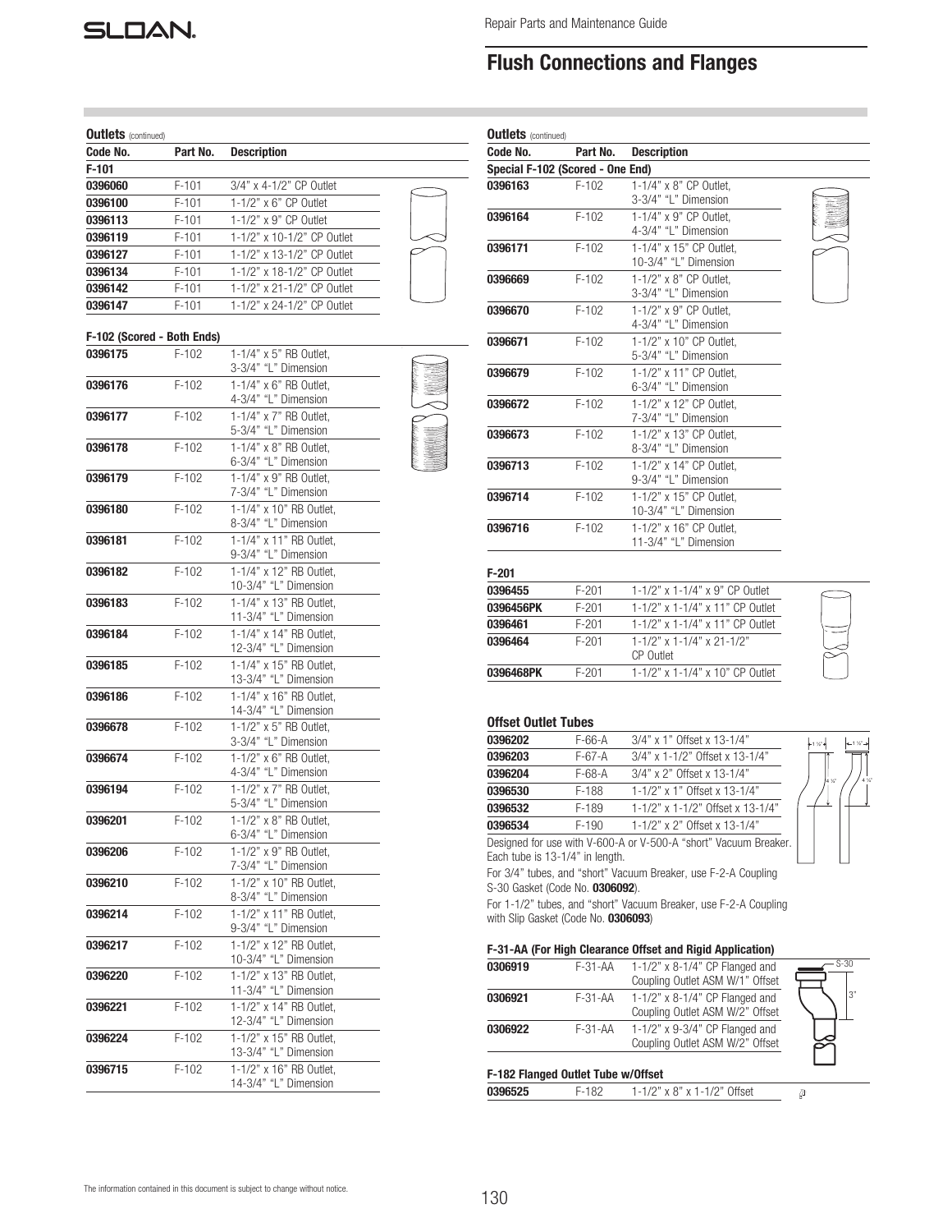## Flush Connections and Flanges

**Outlets** (continued)

| Code No. | Part No. | Description |
|---|---|---|
| **F-101** | | |
| 0396060 | F-101 | 3/4" x 4-1/2" CP Outlet |
| 0396100 | F-101 | 1-1/2" x 6" CP Outlet |
| 0396113 | F-101 | 1-1/2" x 9" CP Outlet |
| 0396119 | F-101 | 1-1/2" x 10-1/2" CP Outlet |
| 0396127 | F-101 | 1-1/2" x 13-1/2" CP Outlet |
| 0396134 | F-101 | 1-1/2" x 18-1/2" CP Outlet |
| 0396142 | F-101 | 1-1/2" x 21-1/2" CP Outlet |
| 0396147 | F-101 | 1-1/2" x 24-1/2" CP Outlet |

**F-102 (Scored - Both Ends)**

| Code No. | Part No. | Description |
|---|---|---|
| 0396175 | F-102 | 1-1/4" x 5" RB Outlet, 3-3/4" "L" Dimension |
| 0396176 | F-102 | 1-1/4" x 6" RB Outlet, 4-3/4" "L" Dimension |
| 0396177 | F-102 | 1-1/4" x 7" RB Outlet, 5-3/4" "L" Dimension |
| 0396178 | F-102 | 1-1/4" x 8" RB Outlet, 6-3/4" "L" Dimension |
| 0396179 | F-102 | 1-1/4" x 9" RB Outlet, 7-3/4" "L" Dimension |
| 0396180 | F-102 | 1-1/4" x 10" RB Outlet, 8-3/4" "L" Dimension |
| 0396181 | F-102 | 1-1/4" x 11" RB Outlet, 9-3/4" "L" Dimension |
| 0396182 | F-102 | 1-1/4" x 12" RB Outlet, 10-3/4" "L" Dimension |
| 0396183 | F-102 | 1-1/4" x 13" RB Outlet, 11-3/4" "L" Dimension |
| 0396184 | F-102 | 1-1/4" x 14" RB Outlet, 12-3/4" "L" Dimension |
| 0396185 | F-102 | 1-1/4" x 15" RB Outlet, 13-3/4" "L" Dimension |
| 0396186 | F-102 | 1-1/4" x 16" RB Outlet, 14-3/4" "L" Dimension |
| 0396678 | F-102 | 1-1/2" x 5" RB Outlet, 3-3/4" "L" Dimension |
| 0396674 | F-102 | 1-1/2" x 6" RB Outlet, 4-3/4" "L" Dimension |
| 0396194 | F-102 | 1-1/2" x 7" RB Outlet, 5-3/4" "L" Dimension |
| 0396201 | F-102 | 1-1/2" x 8" RB Outlet, 6-3/4" "L" Dimension |
| 0396206 | F-102 | 1-1/2" x 9" RB Outlet, 7-3/4" "L" Dimension |
| 0396210 | F-102 | 1-1/2" x 10" RB Outlet, 8-3/4" "L" Dimension |
| 0396214 | F-102 | 1-1/2" x 11" RB Outlet, 9-3/4" "L" Dimension |
| 0396217 | F-102 | 1-1/2" x 12" RB Outlet, 10-3/4" "L" Dimension |
| 0396220 | F-102 | 1-1/2" x 13" RB Outlet, 11-3/4" "L" Dimension |
| 0396221 | F-102 | 1-1/2" x 14" RB Outlet, 12-3/4" "L" Dimension |
| 0396224 | F-102 | 1-1/2" x 15" RB Outlet, 13-3/4" "L" Dimension |
| 0396715 | F-102 | 1-1/2" x 16" RB Outlet, 14-3/4" "L" Dimension |

**Outlets** (continued)

| Code No. | Part No. | Description |
|---|---|---|
| **Special F-102 (Scored - One End)** | | |
| 0396163 | F-102 | 1-1/4" x 8" CP Outlet, 3-3/4" "L" Dimension |
| 0396164 | F-102 | 1-1/4" x 9" CP Outlet, 4-3/4" "L" Dimension |
| 0396171 | F-102 | 1-1/4" x 15" CP Outlet, 10-3/4" "L" Dimension |
| 0396669 | F-102 | 1-1/2" x 8" CP Outlet, 3-3/4" "L" Dimension |
| 0396670 | F-102 | 1-1/2" x 9" CP Outlet, 4-3/4" "L" Dimension |
| 0396671 | F-102 | 1-1/2" x 10" CP Outlet, 5-3/4" "L" Dimension |
| 0396679 | F-102 | 1-1/2" x 11" CP Outlet, 6-3/4" "L" Dimension |
| 0396672 | F-102 | 1-1/2" x 12" CP Outlet, 7-3/4" "L" Dimension |
| 0396673 | F-102 | 1-1/2" x 13" CP Outlet, 8-3/4" "L" Dimension |
| 0396713 | F-102 | 1-1/2" x 14" CP Outlet, 9-3/4" "L" Dimension |
| 0396714 | F-102 | 1-1/2" x 15" CP Outlet, 10-3/4" "L" Dimension |
| 0396716 | F-102 | 1-1/2" x 16" CP Outlet, 11-3/4" "L" Dimension |

**F-201**

| Code No. | Part No. | Description |
|---|---|---|
| 0396455 | F-201 | 1-1/2" x 1-1/4" x 9" CP Outlet |
| 0396456PK | F-201 | 1-1/2" x 1-1/4" x 11" CP Outlet |
| 0396461 | F-201 | 1-1/2" x 1-1/4" x 11" CP Outlet |
| 0396464 | F-201 | 1-1/2" x 1-1/4" x 21-1/2" CP Outlet |
| 0396468PK | F-201 | 1-1/2" x 1-1/4" x 10" CP Outlet |

**Offset Outlet Tubes**

| Code No. | Part No. | Description |
|---|---|---|
| 0396202 | F-66-A | 3/4" x 1" Offset x 13-1/4" |
| 0396203 | F-67-A | 3/4" x 1-1/2" Offset x 13-1/4" |
| 0396204 | F-68-A | 3/4" x 2" Offset x 13-1/4" |
| 0396530 | F-188 | 1-1/2" x 1" Offset x 13-1/4" |
| 0396532 | F-189 | 1-1/2" x 1-1/2" Offset x 13-1/4" |
| 0396534 | F-190 | 1-1/2" x 2" Offset x 13-1/4" |

Designed for use with V-600-A or V-500-A "short" Vacuum Breaker. Each tube is 13-1/4" in length.

For 3/4" tubes, and "short" Vacuum Breaker, use F-2-A Coupling S-30 Gasket (Code No. **0306092**).

For 1-1/2" tubes, and "short" Vacuum Breaker, use F-2-A Coupling with Slip Gasket (Code No. **0306093**)

**F-31-AA (For High Clearance Offset and Rigid Application)**

| Code No. | Part No. | Description |
|---|---|---|
| 0306919 | F-31-AA | 1-1/2" x 8-1/4" CP Flanged and Coupling Outlet ASM W/1" Offset |
| 0306921 | F-31-AA | 1-1/2" x 8-1/4" CP Flanged and Coupling Outlet ASM W/2" Offset |
| 0306922 | F-31-AA | 1-1/2" x 9-3/4" CP Flanged and Coupling Outlet ASM W/2" Offset |

**F-182 Flanged Outlet Tube w/Offset**

| Code No. | Part No. | Description |
|---|---|---|
| 0396525 | F-182 | 1-1/2" x 8" x 1-1/2" Offset |

The information contained in this document is subject to change without notice.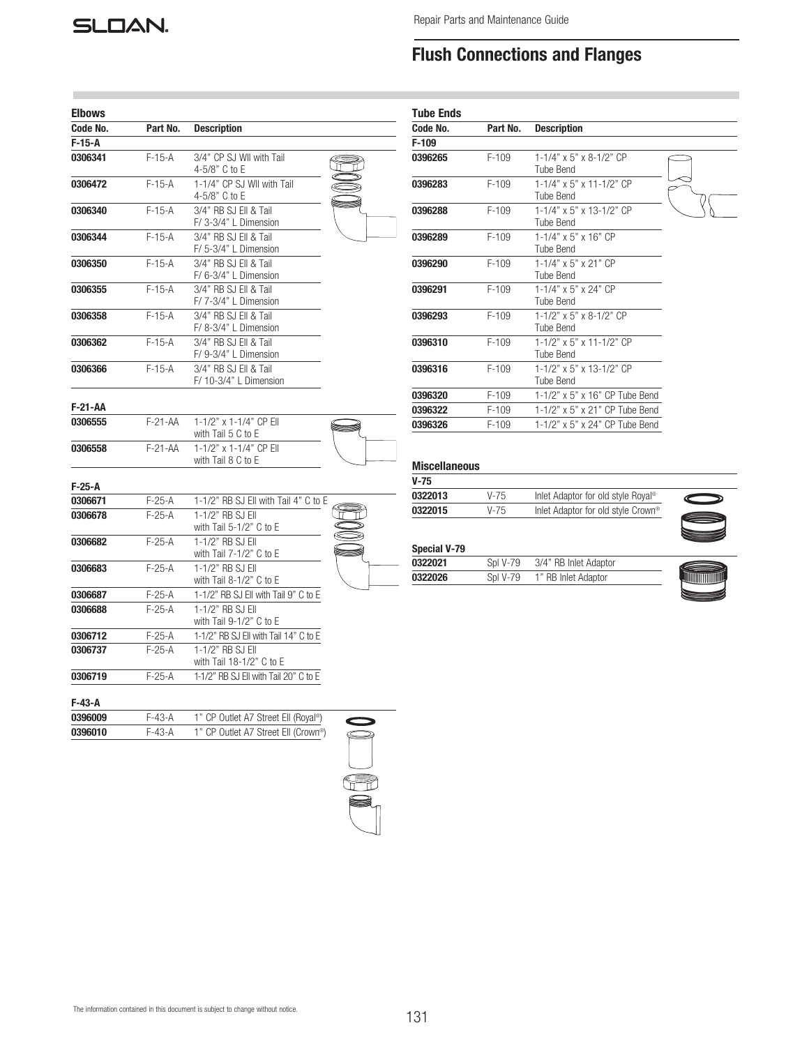# Flush Connections and Flanges

## Elbows

| Code No. | Part No. | Description |
|---|---|---|
| **F-15-A** | | |
| **0306341** | F-15-A | 3/4" CP SJ Wll with Tail 4-5/8" C to E |
| **0306472** | F-15-A | 1-1/4" CP SJ Wll with Tail 4-5/8" C to E |
| **0306340** | F-15-A | 3/4" RB SJ Ell & Tail F/ 3-3/4" L Dimension |
| **0306344** | F-15-A | 3/4" RB SJ Ell & Tail F/ 5-3/4" L Dimension |
| **0306350** | F-15-A | 3/4" RB SJ Ell & Tail F/ 6-3/4" L Dimension |
| **0306355** | F-15-A | 3/4" RB SJ Ell & Tail F/ 7-3/4" L Dimension |
| **0306358** | F-15-A | 3/4" RB SJ Ell & Tail F/ 8-3/4" L Dimension |
| **0306362** | F-15-A | 3/4" RB SJ Ell & Tail F/ 9-3/4" L Dimension |
| **0306366** | F-15-A | 3/4" RB SJ Ell & Tail F/ 10-3/4" L Dimension |

| Code No. | Part No. | Description |
|---|---|---|
| **F-21-AA** | | |
| **0306555** | F-21-AA | 1-1/2" x 1-1/4" CP Ell with Tail 5 C to E |
| **0306558** | F-21-AA | 1-1/2" x 1-1/4" CP Ell with Tail 8 C to E |

| Code No. | Part No. | Description |
|---|---|---|
| **F-25-A** | | |
| **0306671** | F-25-A | 1-1/2" RB SJ Ell with Tail 4" C to E |
| **0306678** | F-25-A | 1-1/2" RB SJ Ell with Tail 5-1/2" C to E |
| **0306682** | F-25-A | 1-1/2" RB SJ Ell with Tail 7-1/2" C to E |
| **0306683** | F-25-A | 1-1/2" RB SJ Ell with Tail 8-1/2" C to E |
| **0306687** | F-25-A | 1-1/2" RB SJ Ell with Tail 9" C to E |
| **0306688** | F-25-A | 1-1/2" RB SJ Ell with Tail 9-1/2" C to E |
| **0306712** | F-25-A | 1-1/2" RB SJ Ell with Tail 14" C to E |
| **0306737** | F-25-A | 1-1/2" RB SJ Ell with Tail 18-1/2" C to E |
| **0306719** | F-25-A | 1-1/2" RB SJ Ell with Tail 20" C to E |

| Code No. | Part No. | Description |
|---|---|---|
| **F-43-A** | | |
| **0396009** | F-43-A | 1" CP Outlet A7 Street Ell (Royal®) |
| **0396010** | F-43-A | 1" CP Outlet A7 Street Ell (Crown®) |

## Tube Ends

| Code No. | Part No. | Description |
|---|---|---|
| **F-109** | | |
| **0396265** | F-109 | 1-1/4" x 5" x 8-1/2" CP Tube Bend |
| **0396283** | F-109 | 1-1/4" x 5" x 11-1/2" CP Tube Bend |
| **0396288** | F-109 | 1-1/4" x 5" x 13-1/2" CP Tube Bend |
| **0396289** | F-109 | 1-1/4" x 5" x 16" CP Tube Bend |
| **0396290** | F-109 | 1-1/4" x 5" x 21" CP Tube Bend |
| **0396291** | F-109 | 1-1/4" x 5" x 24" CP Tube Bend |
| **0396293** | F-109 | 1-1/2" x 5" x 8-1/2" CP Tube Bend |
| **0396310** | F-109 | 1-1/2" x 5" x 11-1/2" CP Tube Bend |
| **0396316** | F-109 | 1-1/2" x 5" x 13-1/2" CP Tube Bend |
| **0396320** | F-109 | 1-1/2" x 5" x 16" CP Tube Bend |
| **0396322** | F-109 | 1-1/2" x 5" x 21" CP Tube Bend |
| **0396326** | F-109 | 1-1/2" x 5" x 24" CP Tube Bend |

## Miscellaneous

| Code No. | Part No. | Description |
|---|---|---|
| **V-75** | | |
| **0322013** | V-75 | Inlet Adaptor for old style Royal® |
| **0322015** | V-75 | Inlet Adaptor for old style Crown® |

| Code No. | Part No. | Description |
|---|---|---|
| **Special V-79** | | |
| **0322021** | Spl V-79 | 3/4" RB Inlet Adaptor |
| **0322026** | Spl V-79 | 1" RB Inlet Adaptor |

The information contained in this document is subject to change without notice.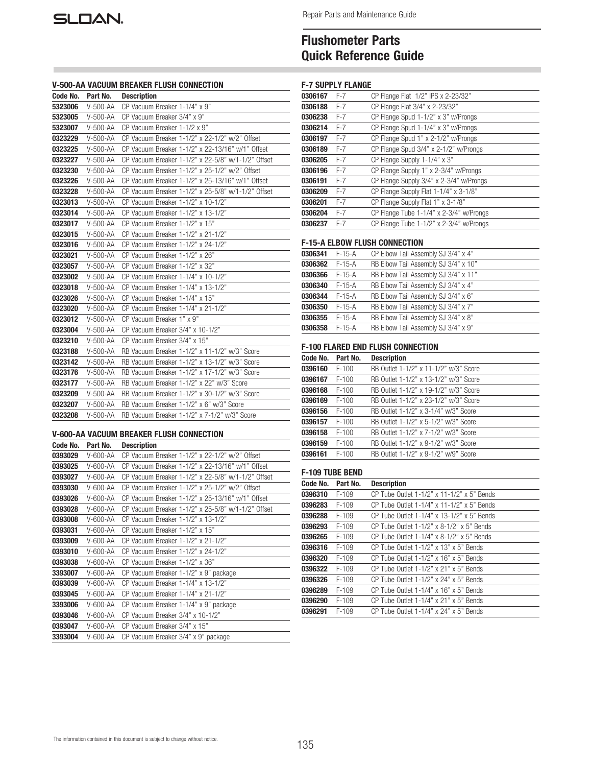# Flushometer Parts Quick Reference Guide

### V-500-AA VACUUM BREAKER FLUSH CONNECTION

| Code No. | Part No. | Description |
|---|---|---|
| 5323006 | V-500-AA | CP Vacuum Breaker 1-1/4" x 9" |
| 5323005 | V-500-AA | CP Vacuum Breaker 3/4" x 9" |
| 5323007 | V-500-AA | CP Vacuum Breaker 1-1/2 x 9" |
| 0323229 | V-500-AA | CP Vacuum Breaker 1-1/2" x 22-1/2" w/2" Offset |
| 0323225 | V-500-AA | CP Vacuum Breaker 1-1/2" x 22-13/16" w/1" Offset |
| 0323227 | V-500-AA | CP Vacuum Breaker 1-1/2" x 22-5/8" w/1-1/2" Offset |
| 0323230 | V-500-AA | CP Vacuum Breaker 1-1/2" x 25-1/2" w/2" Offset |
| 0323226 | V-500-AA | CP Vacuum Breaker 1-1/2" x 25-13/16" w/1" Offset |
| 0323228 | V-500-AA | CP Vacuum Breaker 1-1/2" x 25-5/8" w/1-1/2" Offset |
| 0323013 | V-500-AA | CP Vacuum Breaker 1-1/2" x 10-1/2" |
| 0323014 | V-500-AA | CP Vacuum Breaker 1-1/2" x 13-1/2" |
| 0323017 | V-500-AA | CP Vacuum Breaker 1-1/2" x 15" |
| 0323015 | V-500-AA | CP Vacuum Breaker 1-1/2" x 21-1/2" |
| 0323016 | V-500-AA | CP Vacuum Breaker 1-1/2" x 24-1/2" |
| 0323021 | V-500-AA | CP Vacuum Breaker 1-1/2" x 26" |
| 0323057 | V-500-AA | CP Vacuum Breaker 1-1/2" x 32" |
| 0323002 | V-500-AA | CP Vacuum Breaker 1-1/4" x 10-1/2" |
| 0323018 | V-500-AA | CP Vacuum Breaker 1-1/4" x 13-1/2" |
| 0323026 | V-500-AA | CP Vacuum Breaker 1-1/4" x 15" |
| 0323020 | V-500-AA | CP Vacuum Breaker 1-1/4" x 21-1/2" |
| 0323012 | V-500-AA | CP Vacuum Breaker 1" x 9" |
| 0323004 | V-500-AA | CP Vacuum Breaker 3/4" x 10-1/2" |
| 0323210 | V-500-AA | CP Vacuum Breaker 3/4" x 15" |
| 0323188 | V-500-AA | RB Vacuum Breaker 1-1/2" x 11-1/2" w/3" Score |
| 0323142 | V-500-AA | RB Vacuum Breaker 1-1/2" x 13-1/2" w/3" Score |
| 0323176 | V-500-AA | RB Vacuum Breaker 1-1/2" x 17-1/2" w/3" Score |
| 0323177 | V-500-AA | RB Vacuum Breaker 1-1/2" x 22" w/3" Score |
| 0323209 | V-500-AA | RB Vacuum Breaker 1-1/2" x 30-1/2" w/3" Score |
| 0323207 | V-500-AA | RB Vacuum Breaker 1-1/2" x 6" w/3" Score |
| 0323208 | V-500-AA | RB Vacuum Breaker 1-1/2" x 7-1/2" w/3" Score |

### V-600-AA VACUUM BREAKER FLUSH CONNECTION

| Code No. | Part No. | Description |
|---|---|---|
| 0393029 | V-600-AA | CP Vacuum Breaker 1-1/2" x 22-1/2" w/2" Offset |
| 0393025 | V-600-AA | CP Vacuum Breaker 1-1/2" x 22-13/16" w/1" Offset |
| 0393027 | V-600-AA | CP Vacuum Breaker 1-1/2" x 22-5/8" w/1-1/2" Offset |
| 0393030 | V-600-AA | CP Vacuum Breaker 1-1/2" x 25-1/2" w/2" Offset |
| 0393026 | V-600-AA | CP Vacuum Breaker 1-1/2" x 25-13/16" w/1" Offset |
| 0393028 | V-600-AA | CP Vacuum Breaker 1-1/2" x 25-5/8" w/1-1/2" Offset |
| 0393008 | V-600-AA | CP Vacuum Breaker 1-1/2" x 13-1/2" |
| 0393031 | V-600-AA | CP Vacuum Breaker 1-1/2" x 15" |
| 0393009 | V-600-AA | CP Vacuum Breaker 1-1/2" x 21-1/2" |
| 0393010 | V-600-AA | CP Vacuum Breaker 1-1/2" x 24-1/2" |
| 0393038 | V-600-AA | CP Vacuum Breaker 1-1/2" x 36" |
| 3393007 | V-600-AA | CP Vacuum Breaker 1-1/2" x 9" package |
| 0393039 | V-600-AA | CP Vacuum Breaker 1-1/4" x 13-1/2" |
| 0393045 | V-600-AA | CP Vacuum Breaker 1-1/4" x 21-1/2" |
| 3393006 | V-600-AA | CP Vacuum Breaker 1-1/4" x 9" package |
| 0393046 | V-600-AA | CP Vacuum Breaker 3/4" x 10-1/2" |
| 0393047 | V-600-AA | CP Vacuum Breaker 3/4" x 15" |
| 3393004 | V-600-AA | CP Vacuum Breaker 3/4" x 9" package |

### F-7 SUPPLY FLANGE

| | | |
|---|---|---|
| 0306167 | F-7 | CP Flange Flat 1/2" IPS x 2-23/32" |
| 0306188 | F-7 | CP Flange Flat 3/4" x 2-23/32" |
| 0306238 | F-7 | CP Flange Spud 1-1/2" x 3" w/Prongs |
| 0306214 | F-7 | CP Flange Spud 1-1/4" x 3" w/Prongs |
| 0306197 | F-7 | CP Flange Spud 1" x 2-1/2" w/Prongs |
| 0306189 | F-7 | CP Flange Spud 3/4" x 2-1/2" w/Prongs |
| 0306205 | F-7 | CP Flange Supply 1-1/4" x 3" |
| 0306196 | F-7 | CP Flange Supply 1" x 2-3/4" w/Prongs |
| 0306191 | F-7 | CP Flange Supply 3/4" x 2-3/4" w/Prongs |
| 0306209 | F-7 | CP Flange Supply Flat 1-1/4" x 3-1/8" |
| 0306201 | F-7 | CP Flange Supply Flat 1" x 3-1/8" |
| 0306204 | F-7 | CP Flange Tube 1-1/4" x 2-3/4" w/Prongs |
| 0306237 | F-7 | CP Flange Tube 1-1/2" x 2-3/4" w/Prongs |

### F-15-A ELBOW FLUSH CONNECTION

| | | |
|---|---|---|
| 0306341 | F-15-A | CP Elbow Tail Assembly SJ 3/4" x 4" |
| 0306362 | F-15-A | RB Elbow Tail Assembly SJ 3/4" x 10" |
| 0306366 | F-15-A | RB Elbow Tail Assembly SJ 3/4" x 11" |
| 0306340 | F-15-A | RB Elbow Tail Assembly SJ 3/4" x 4" |
| 0306344 | F-15-A | RB Elbow Tail Assembly SJ 3/4" x 6" |
| 0306350 | F-15-A | RB Elbow Tail Assembly SJ 3/4" x 7" |
| 0306355 | F-15-A | RB Elbow Tail Assembly SJ 3/4" x 8" |
| 0306358 | F-15-A | RB Elbow Tail Assembly SJ 3/4" x 9" |

### F-100 FLARED END FLUSH CONNECTION

| Code No. | Part No. | Description |
|---|---|---|
| 0396160 | F-100 | RB Outlet 1-1/2" x 11-1/2" w/3" Score |
| 0396167 | F-100 | RB Outlet 1-1/2" x 13-1/2" w/3" Score |
| 0396168 | F-100 | RB Outlet 1-1/2" x 19-1/2" w/3" Score |
| 0396169 | F-100 | RB Outlet 1-1/2" x 23-1/2" w/3" Score |
| 0396156 | F-100 | RB Outlet 1-1/2" x 3-1/4" w/3" Score |
| 0396157 | F-100 | RB Outlet 1-1/2" x 5-1/2" w/3" Score |
| 0396158 | F-100 | RB Outlet 1-1/2" x 7-1/2" w/3" Score |
| 0396159 | F-100 | RB Outlet 1-1/2" x 9-1/2" w/3" Score |
| 0396161 | F-100 | RB Outlet 1-1/2" x 9-1/2" w/9" Score |

### F-109 TUBE BEND

| Code No. | Part No. | Description |
|---|---|---|
| 0396310 | F-109 | CP Tube Outlet 1-1/2" x 11-1/2" x 5" Bends |
| 0396283 | F-109 | CP Tube Outlet 1-1/4" x 11-1/2" x 5" Bends |
| 0396288 | F-109 | CP Tube Outlet 1-1/4" x 13-1/2" x 5" Bends |
| 0396293 | F-109 | CP Tube Outlet 1-1/2" x 8-1/2" x 5" Bends |
| 0396265 | F-109 | CP Tube Outlet 1-1/4" x 8-1/2" x 5" Bends |
| 0396316 | F-109 | CP Tube Outlet 1-1/2" x 13" x 5" Bends |
| 0396320 | F-109 | CP Tube Outlet 1-1/2" x 16" x 5" Bends |
| 0396322 | F-109 | CP Tube Outlet 1-1/2" x 21" x 5" Bends |
| 0396326 | F-109 | CP Tube Outlet 1-1/2" x 24" x 5" Bends |
| 0396289 | F-109 | CP Tube Outlet 1-1/4" x 16" x 5" Bends |
| 0396290 | F-109 | CP Tube Outlet 1-1/4" x 21" x 5" Bends |
| 0396291 | F-109 | CP Tube Outlet 1-1/4" x 24" x 5" Bends |

The information contained in this document is subject to change without notice.